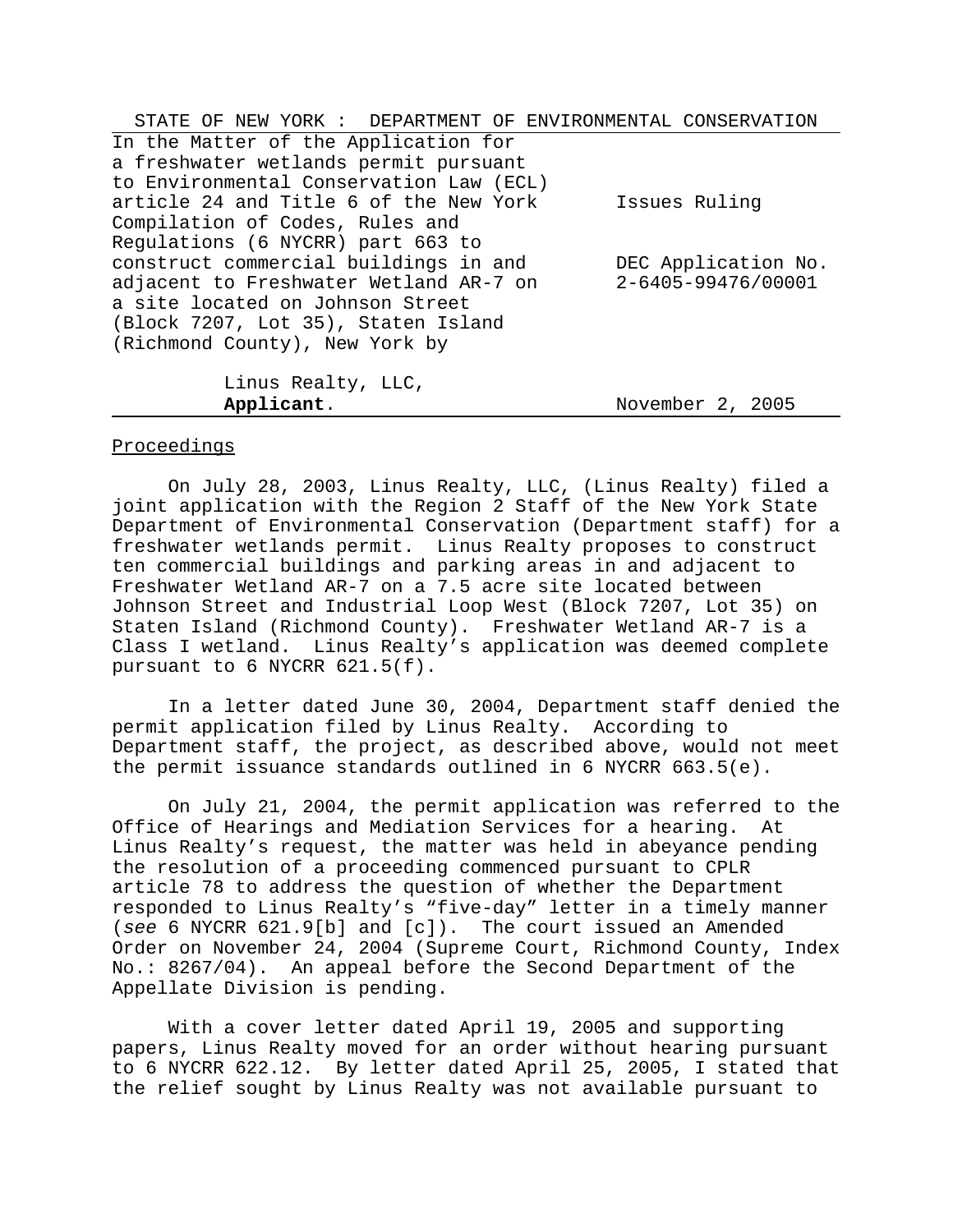STATE OF NEW YORK : DEPARTMENT OF ENVIRONMENTAL CONSERVATION

| | |
|---|---|
| In the Matter of the Application for a freshwater wetlands permit pursuant to Environmental Conservation Law (ECL) article 24 and Title 6 of the New York Compilation of Codes, Rules and Regulations (6 NYCRR) part 663 to construct commercial buildings in and adjacent to Freshwater Wetland AR-7 on a site located on Johnson Street (Block 7207, Lot 35), Staten Island (Richmond County), New York by | Issues Ruling<br><br>DEC Application No. 2-6405-99476/00001 |
| Linus Realty, LLC, **Applicant**. | November 2, 2005 |

## Proceedings

On July 28, 2003, Linus Realty, LLC, (Linus Realty) filed a joint application with the Region 2 Staff of the New York State Department of Environmental Conservation (Department staff) for a freshwater wetlands permit. Linus Realty proposes to construct ten commercial buildings and parking areas in and adjacent to Freshwater Wetland AR-7 on a 7.5 acre site located between Johnson Street and Industrial Loop West (Block 7207, Lot 35) on Staten Island (Richmond County). Freshwater Wetland AR-7 is a Class I wetland. Linus Realty's application was deemed complete pursuant to 6 NYCRR 621.5(f).

In a letter dated June 30, 2004, Department staff denied the permit application filed by Linus Realty. According to Department staff, the project, as described above, would not meet the permit issuance standards outlined in 6 NYCRR 663.5(e).

On July 21, 2004, the permit application was referred to the Office of Hearings and Mediation Services for a hearing. At Linus Realty's request, the matter was held in abeyance pending the resolution of a proceeding commenced pursuant to CPLR article 78 to address the question of whether the Department responded to Linus Realty's "five-day" letter in a timely manner (*see* 6 NYCRR 621.9[b] and [c]). The court issued an Amended Order on November 24, 2004 (Supreme Court, Richmond County, Index No.: 8267/04). An appeal before the Second Department of the Appellate Division is pending.

With a cover letter dated April 19, 2005 and supporting papers, Linus Realty moved for an order without hearing pursuant to 6 NYCRR 622.12. By letter dated April 25, 2005, I stated that the relief sought by Linus Realty was not available pursuant to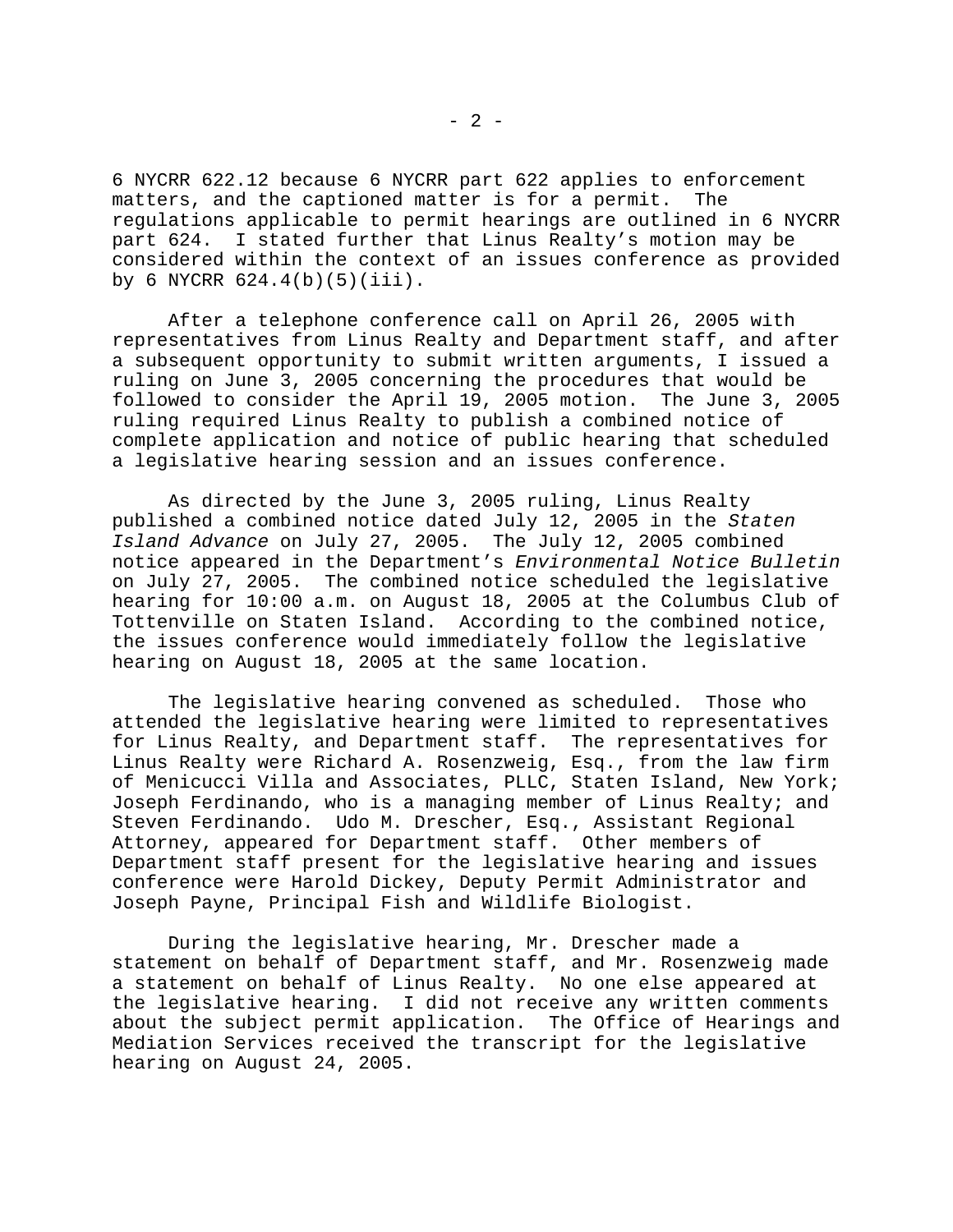6 NYCRR 622.12 because 6 NYCRR part 622 applies to enforcement matters, and the captioned matter is for a permit. The regulations applicable to permit hearings are outlined in 6 NYCRR part 624. I stated further that Linus Realty's motion may be considered within the context of an issues conference as provided by 6 NYCRR 624.4(b)(5)(iii).

After a telephone conference call on April 26, 2005 with representatives from Linus Realty and Department staff, and after a subsequent opportunity to submit written arguments, I issued a ruling on June 3, 2005 concerning the procedures that would be followed to consider the April 19, 2005 motion. The June 3, 2005 ruling required Linus Realty to publish a combined notice of complete application and notice of public hearing that scheduled a legislative hearing session and an issues conference.

As directed by the June 3, 2005 ruling, Linus Realty published a combined notice dated July 12, 2005 in the *Staten Island Advance* on July 27, 2005. The July 12, 2005 combined notice appeared in the Department's *Environmental Notice Bulletin* on July 27, 2005. The combined notice scheduled the legislative hearing for 10:00 a.m. on August 18, 2005 at the Columbus Club of Tottenville on Staten Island. According to the combined notice, the issues conference would immediately follow the legislative hearing on August 18, 2005 at the same location.

The legislative hearing convened as scheduled. Those who attended the legislative hearing were limited to representatives for Linus Realty, and Department staff. The representatives for Linus Realty were Richard A. Rosenzweig, Esq., from the law firm of Menicucci Villa and Associates, PLLC, Staten Island, New York; Joseph Ferdinando, who is a managing member of Linus Realty; and Steven Ferdinando. Udo M. Drescher, Esq., Assistant Regional Attorney, appeared for Department staff. Other members of Department staff present for the legislative hearing and issues conference were Harold Dickey, Deputy Permit Administrator and Joseph Payne, Principal Fish and Wildlife Biologist.

During the legislative hearing, Mr. Drescher made a statement on behalf of Department staff, and Mr. Rosenzweig made a statement on behalf of Linus Realty. No one else appeared at the legislative hearing. I did not receive any written comments about the subject permit application. The Office of Hearings and Mediation Services received the transcript for the legislative hearing on August 24, 2005.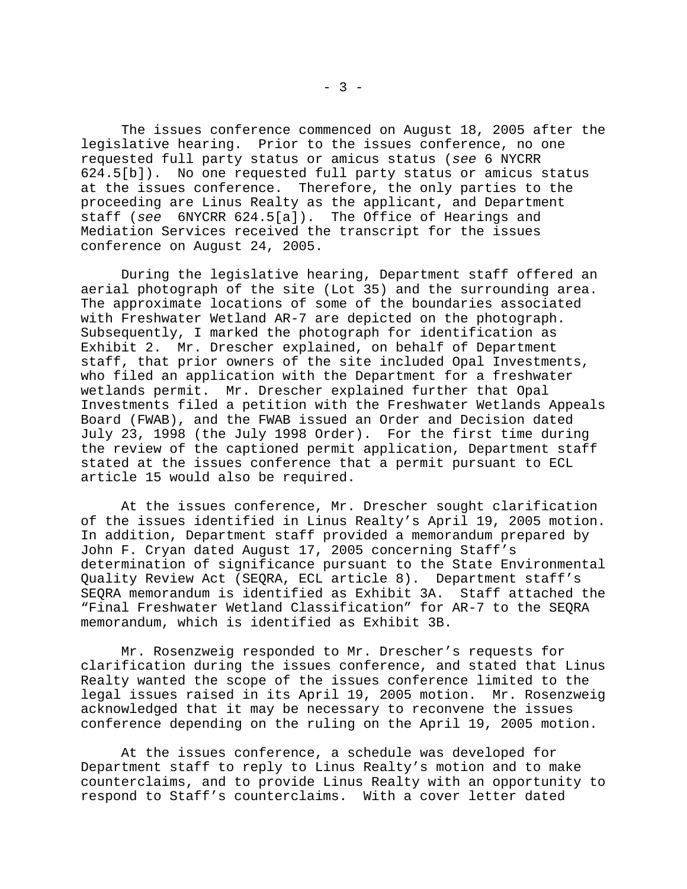The issues conference commenced on August 18, 2005 after the legislative hearing. Prior to the issues conference, no one requested full party status or amicus status (*see* 6 NYCRR 624.5[b]). No one requested full party status or amicus status at the issues conference. Therefore, the only parties to the proceeding are Linus Realty as the applicant, and Department staff (*see* 6NYCRR 624.5[a]). The Office of Hearings and Mediation Services received the transcript for the issues conference on August 24, 2005.

During the legislative hearing, Department staff offered an aerial photograph of the site (Lot 35) and the surrounding area. The approximate locations of some of the boundaries associated with Freshwater Wetland AR-7 are depicted on the photograph. Subsequently, I marked the photograph for identification as Exhibit 2. Mr. Drescher explained, on behalf of Department staff, that prior owners of the site included Opal Investments, who filed an application with the Department for a freshwater wetlands permit. Mr. Drescher explained further that Opal Investments filed a petition with the Freshwater Wetlands Appeals Board (FWAB), and the FWAB issued an Order and Decision dated July 23, 1998 (the July 1998 Order). For the first time during the review of the captioned permit application, Department staff stated at the issues conference that a permit pursuant to ECL article 15 would also be required.

At the issues conference, Mr. Drescher sought clarification of the issues identified in Linus Realty's April 19, 2005 motion. In addition, Department staff provided a memorandum prepared by John F. Cryan dated August 17, 2005 concerning Staff's determination of significance pursuant to the State Environmental Quality Review Act (SEQRA, ECL article 8). Department staff's SEQRA memorandum is identified as Exhibit 3A. Staff attached the "Final Freshwater Wetland Classification" for AR-7 to the SEQRA memorandum, which is identified as Exhibit 3B.

Mr. Rosenzweig responded to Mr. Drescher's requests for clarification during the issues conference, and stated that Linus Realty wanted the scope of the issues conference limited to the legal issues raised in its April 19, 2005 motion. Mr. Rosenzweig acknowledged that it may be necessary to reconvene the issues conference depending on the ruling on the April 19, 2005 motion.

At the issues conference, a schedule was developed for Department staff to reply to Linus Realty's motion and to make counterclaims, and to provide Linus Realty with an opportunity to respond to Staff's counterclaims. With a cover letter dated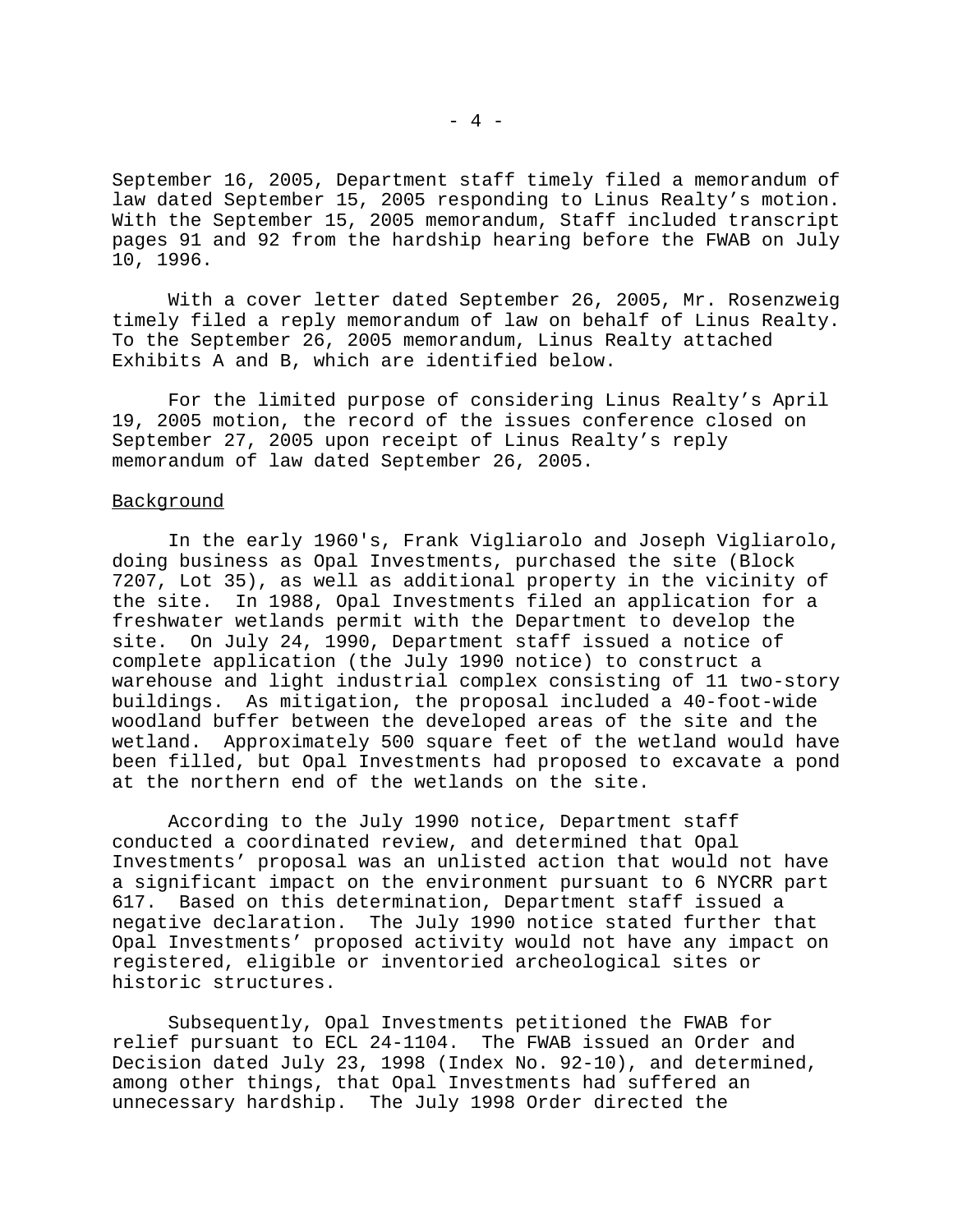September 16, 2005, Department staff timely filed a memorandum of law dated September 15, 2005 responding to Linus Realty's motion. With the September 15, 2005 memorandum, Staff included transcript pages 91 and 92 from the hardship hearing before the FWAB on July 10, 1996.

With a cover letter dated September 26, 2005, Mr. Rosenzweig timely filed a reply memorandum of law on behalf of Linus Realty. To the September 26, 2005 memorandum, Linus Realty attached Exhibits A and B, which are identified below.

For the limited purpose of considering Linus Realty's April 19, 2005 motion, the record of the issues conference closed on September 27, 2005 upon receipt of Linus Realty's reply memorandum of law dated September 26, 2005.

## Background

In the early 1960's, Frank Vigliarolo and Joseph Vigliarolo, doing business as Opal Investments, purchased the site (Block 7207, Lot 35), as well as additional property in the vicinity of the site. In 1988, Opal Investments filed an application for a freshwater wetlands permit with the Department to develop the site. On July 24, 1990, Department staff issued a notice of complete application (the July 1990 notice) to construct a warehouse and light industrial complex consisting of 11 two-story buildings. As mitigation, the proposal included a 40-foot-wide woodland buffer between the developed areas of the site and the wetland. Approximately 500 square feet of the wetland would have been filled, but Opal Investments had proposed to excavate a pond at the northern end of the wetlands on the site.

According to the July 1990 notice, Department staff conducted a coordinated review, and determined that Opal Investments' proposal was an unlisted action that would not have a significant impact on the environment pursuant to 6 NYCRR part 617. Based on this determination, Department staff issued a negative declaration. The July 1990 notice stated further that Opal Investments' proposed activity would not have any impact on registered, eligible or inventoried archeological sites or historic structures.

Subsequently, Opal Investments petitioned the FWAB for relief pursuant to ECL 24-1104. The FWAB issued an Order and Decision dated July 23, 1998 (Index No. 92-10), and determined, among other things, that Opal Investments had suffered an unnecessary hardship. The July 1998 Order directed the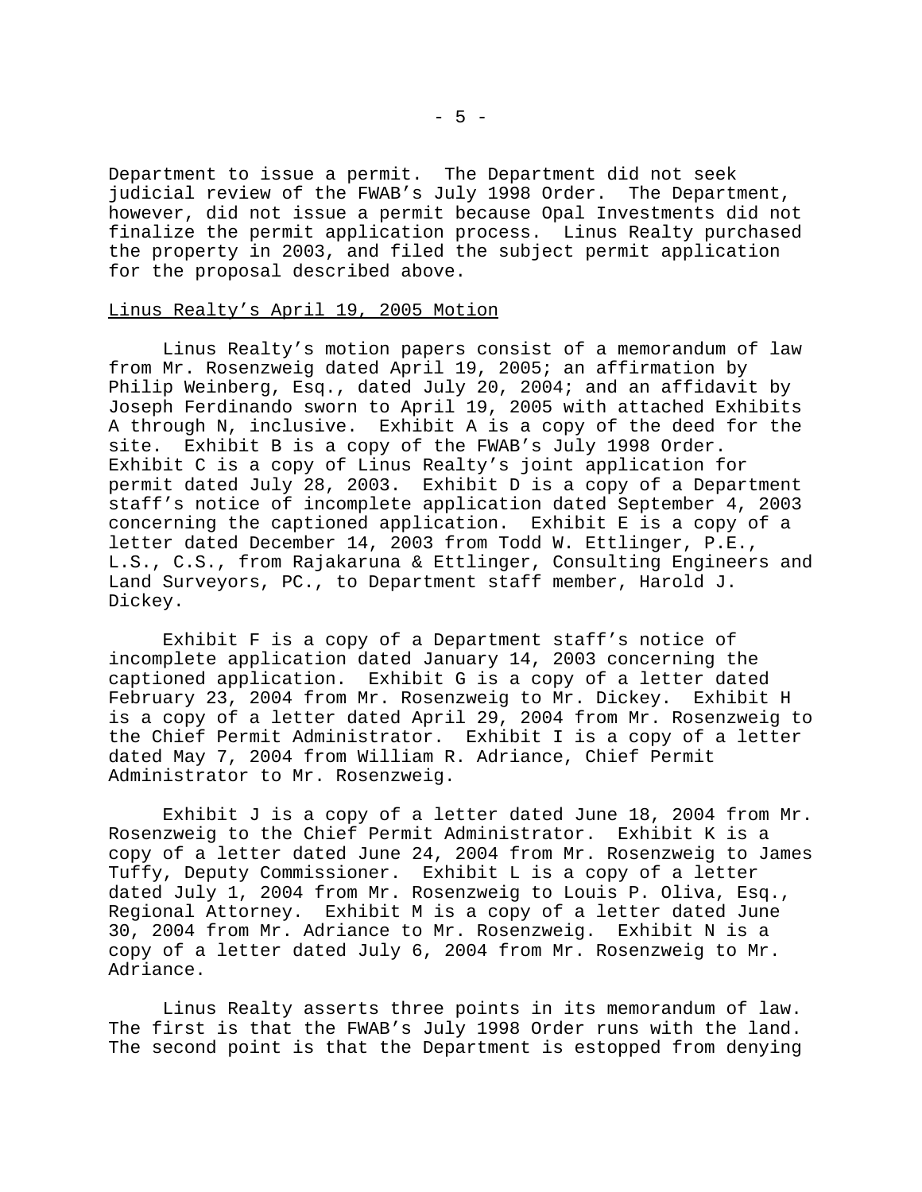Department to issue a permit. The Department did not seek judicial review of the FWAB's July 1998 Order. The Department, however, did not issue a permit because Opal Investments did not finalize the permit application process. Linus Realty purchased the property in 2003, and filed the subject permit application for the proposal described above.

Linus Realty's April 19, 2005 Motion

Linus Realty's motion papers consist of a memorandum of law from Mr. Rosenzweig dated April 19, 2005; an affirmation by Philip Weinberg, Esq., dated July 20, 2004; and an affidavit by Joseph Ferdinando sworn to April 19, 2005 with attached Exhibits A through N, inclusive. Exhibit A is a copy of the deed for the site. Exhibit B is a copy of the FWAB's July 1998 Order. Exhibit C is a copy of Linus Realty's joint application for permit dated July 28, 2003. Exhibit D is a copy of a Department staff's notice of incomplete application dated September 4, 2003 concerning the captioned application. Exhibit E is a copy of a letter dated December 14, 2003 from Todd W. Ettlinger, P.E., L.S., C.S., from Rajakaruna & Ettlinger, Consulting Engineers and Land Surveyors, PC., to Department staff member, Harold J. Dickey.

Exhibit F is a copy of a Department staff's notice of incomplete application dated January 14, 2003 concerning the captioned application. Exhibit G is a copy of a letter dated February 23, 2004 from Mr. Rosenzweig to Mr. Dickey. Exhibit H is a copy of a letter dated April 29, 2004 from Mr. Rosenzweig to the Chief Permit Administrator. Exhibit I is a copy of a letter dated May 7, 2004 from William R. Adriance, Chief Permit Administrator to Mr. Rosenzweig.

Exhibit J is a copy of a letter dated June 18, 2004 from Mr. Rosenzweig to the Chief Permit Administrator. Exhibit K is a copy of a letter dated June 24, 2004 from Mr. Rosenzweig to James Tuffy, Deputy Commissioner. Exhibit L is a copy of a letter dated July 1, 2004 from Mr. Rosenzweig to Louis P. Oliva, Esq., Regional Attorney. Exhibit M is a copy of a letter dated June 30, 2004 from Mr. Adriance to Mr. Rosenzweig. Exhibit N is a copy of a letter dated July 6, 2004 from Mr. Rosenzweig to Mr. Adriance.

Linus Realty asserts three points in its memorandum of law. The first is that the FWAB's July 1998 Order runs with the land. The second point is that the Department is estopped from denying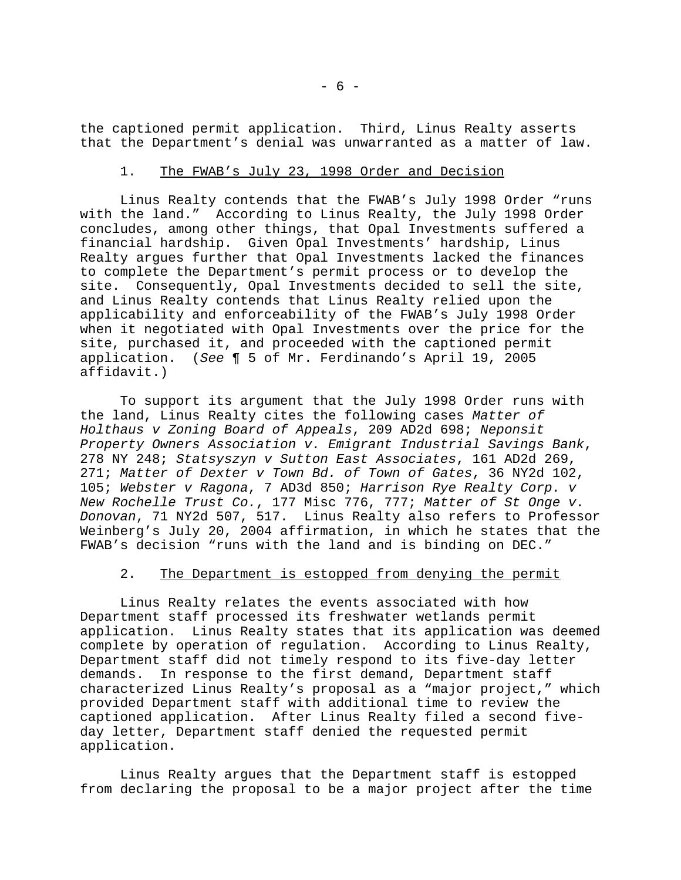the captioned permit application. Third, Linus Realty asserts that the Department's denial was unwarranted as a matter of law.

1. <u>The FWAB's July 23, 1998 Order and Decision</u>

Linus Realty contends that the FWAB's July 1998 Order "runs with the land." According to Linus Realty, the July 1998 Order concludes, among other things, that Opal Investments suffered a financial hardship. Given Opal Investments' hardship, Linus Realty argues further that Opal Investments lacked the finances to complete the Department's permit process or to develop the site. Consequently, Opal Investments decided to sell the site, and Linus Realty contends that Linus Realty relied upon the applicability and enforceability of the FWAB's July 1998 Order when it negotiated with Opal Investments over the price for the site, purchased it, and proceeded with the captioned permit application. (*See* ¶ 5 of Mr. Ferdinando's April 19, 2005 affidavit.)

To support its argument that the July 1998 Order runs with the land, Linus Realty cites the following cases *Matter of Holthaus v Zoning Board of Appeals*, 209 AD2d 698; *Neponsit Property Owners Association v. Emigrant Industrial Savings Bank*, 278 NY 248; *Statsyszyn v Sutton East Associates*, 161 AD2d 269, 271; *Matter of Dexter v Town Bd. of Town of Gates*, 36 NY2d 102, 105; *Webster v Ragona*, 7 AD3d 850; *Harrison Rye Realty Corp. v New Rochelle Trust Co.*, 177 Misc 776, 777; *Matter of St Onge v. Donovan*, 71 NY2d 507, 517. Linus Realty also refers to Professor Weinberg's July 20, 2004 affirmation, in which he states that the FWAB's decision "runs with the land and is binding on DEC."

2. <u>The Department is estopped from denying the permit</u>

Linus Realty relates the events associated with how Department staff processed its freshwater wetlands permit application. Linus Realty states that its application was deemed complete by operation of regulation. According to Linus Realty, Department staff did not timely respond to its five-day letter demands. In response to the first demand, Department staff characterized Linus Realty's proposal as a "major project," which provided Department staff with additional time to review the captioned application. After Linus Realty filed a second five-day letter, Department staff denied the requested permit application.

Linus Realty argues that the Department staff is estopped from declaring the proposal to be a major project after the time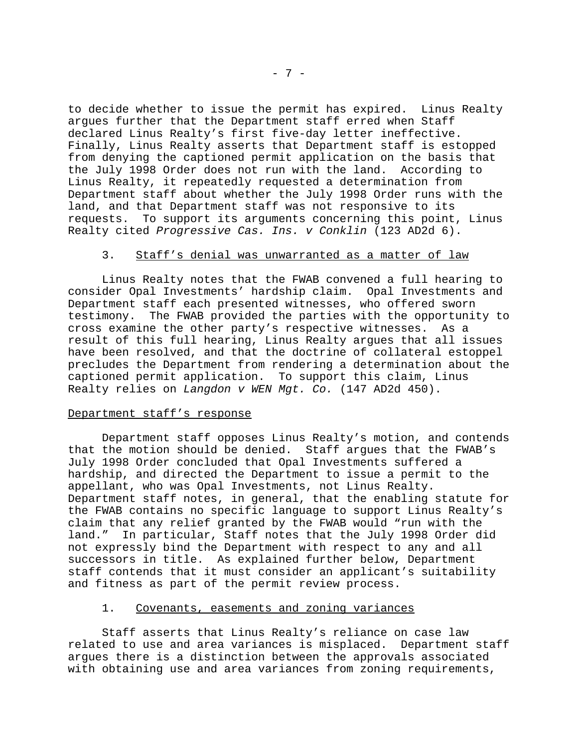to decide whether to issue the permit has expired. Linus Realty argues further that the Department staff erred when Staff declared Linus Realty's first five-day letter ineffective. Finally, Linus Realty asserts that Department staff is estopped from denying the captioned permit application on the basis that the July 1998 Order does not run with the land. According to Linus Realty, it repeatedly requested a determination from Department staff about whether the July 1998 Order runs with the land, and that Department staff was not responsive to its requests. To support its arguments concerning this point, Linus Realty cited *Progressive Cas. Ins. v Conklin* (123 AD2d 6).

3. Staff's denial was unwarranted as a matter of law

Linus Realty notes that the FWAB convened a full hearing to consider Opal Investments' hardship claim. Opal Investments and Department staff each presented witnesses, who offered sworn testimony. The FWAB provided the parties with the opportunity to cross examine the other party's respective witnesses. As a result of this full hearing, Linus Realty argues that all issues have been resolved, and that the doctrine of collateral estoppel precludes the Department from rendering a determination about the captioned permit application. To support this claim, Linus Realty relies on *Langdon v WEN Mgt. Co.* (147 AD2d 450).

Department staff's response

Department staff opposes Linus Realty's motion, and contends that the motion should be denied. Staff argues that the FWAB's July 1998 Order concluded that Opal Investments suffered a hardship, and directed the Department to issue a permit to the appellant, who was Opal Investments, not Linus Realty. Department staff notes, in general, that the enabling statute for the FWAB contains no specific language to support Linus Realty's claim that any relief granted by the FWAB would "run with the land." In particular, Staff notes that the July 1998 Order did not expressly bind the Department with respect to any and all successors in title. As explained further below, Department staff contends that it must consider an applicant's suitability and fitness as part of the permit review process.

1. Covenants, easements and zoning variances

Staff asserts that Linus Realty's reliance on case law related to use and area variances is misplaced. Department staff argues there is a distinction between the approvals associated with obtaining use and area variances from zoning requirements,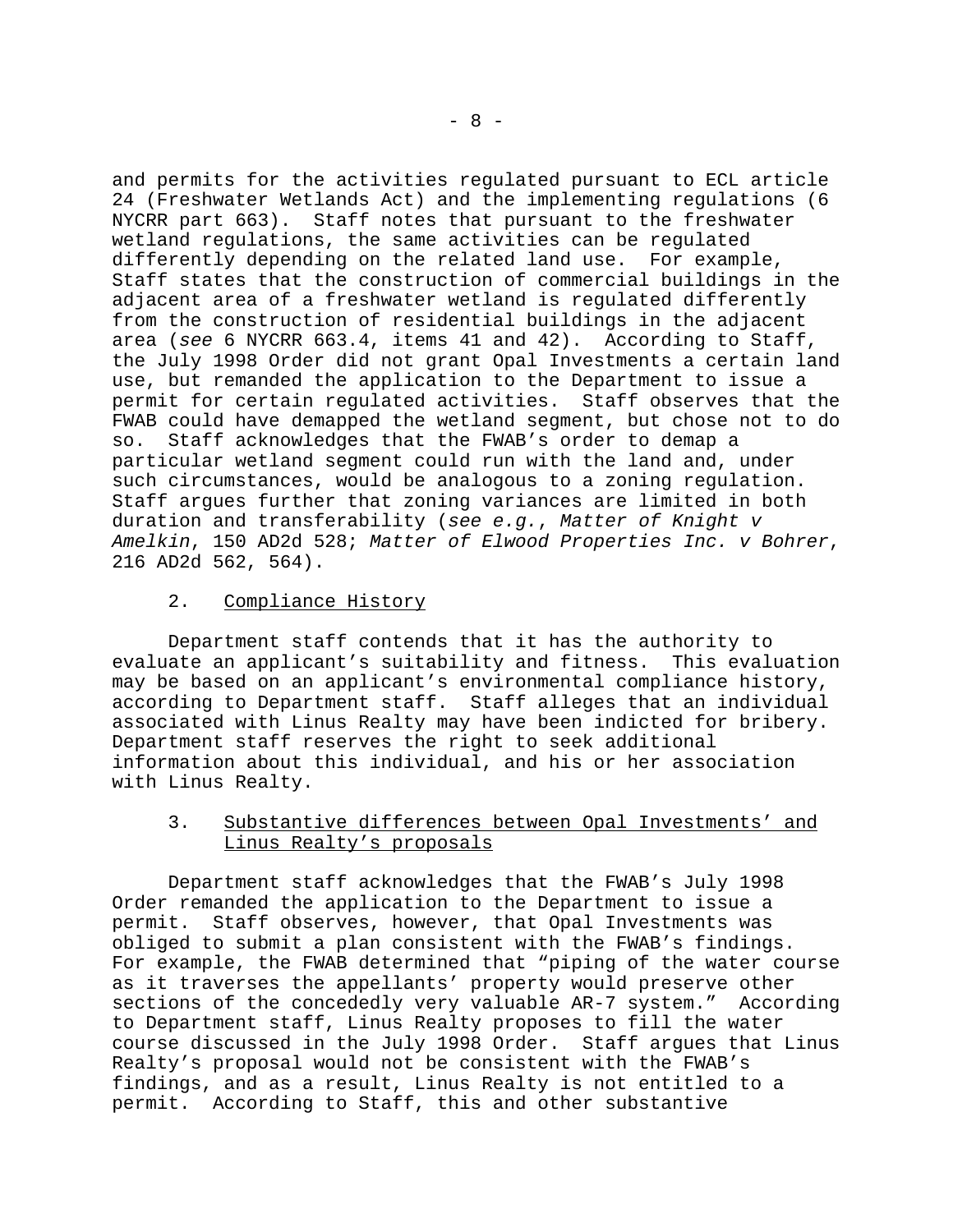and permits for the activities regulated pursuant to ECL article 24 (Freshwater Wetlands Act) and the implementing regulations (6 NYCRR part 663). Staff notes that pursuant to the freshwater wetland regulations, the same activities can be regulated differently depending on the related land use. For example, Staff states that the construction of commercial buildings in the adjacent area of a freshwater wetland is regulated differently from the construction of residential buildings in the adjacent area (*see* 6 NYCRR 663.4, items 41 and 42). According to Staff, the July 1998 Order did not grant Opal Investments a certain land use, but remanded the application to the Department to issue a permit for certain regulated activities. Staff observes that the FWAB could have demapped the wetland segment, but chose not to do so. Staff acknowledges that the FWAB's order to demap a particular wetland segment could run with the land and, under such circumstances, would be analogous to a zoning regulation. Staff argues further that zoning variances are limited in both duration and transferability (*see e.g.*, *Matter of Knight v Amelkin*, 150 AD2d 528; *Matter of Elwood Properties Inc. v Bohrer*, 216 AD2d 562, 564).

2. Compliance History

Department staff contends that it has the authority to evaluate an applicant's suitability and fitness. This evaluation may be based on an applicant's environmental compliance history, according to Department staff. Staff alleges that an individual associated with Linus Realty may have been indicted for bribery. Department staff reserves the right to seek additional information about this individual, and his or her association with Linus Realty.

3. Substantive differences between Opal Investments' and Linus Realty's proposals

Department staff acknowledges that the FWAB's July 1998 Order remanded the application to the Department to issue a permit. Staff observes, however, that Opal Investments was obliged to submit a plan consistent with the FWAB's findings. For example, the FWAB determined that "piping of the water course as it traverses the appellants' property would preserve other sections of the concededly very valuable AR-7 system." According to Department staff, Linus Realty proposes to fill the water course discussed in the July 1998 Order. Staff argues that Linus Realty's proposal would not be consistent with the FWAB's findings, and as a result, Linus Realty is not entitled to a permit. According to Staff, this and other substantive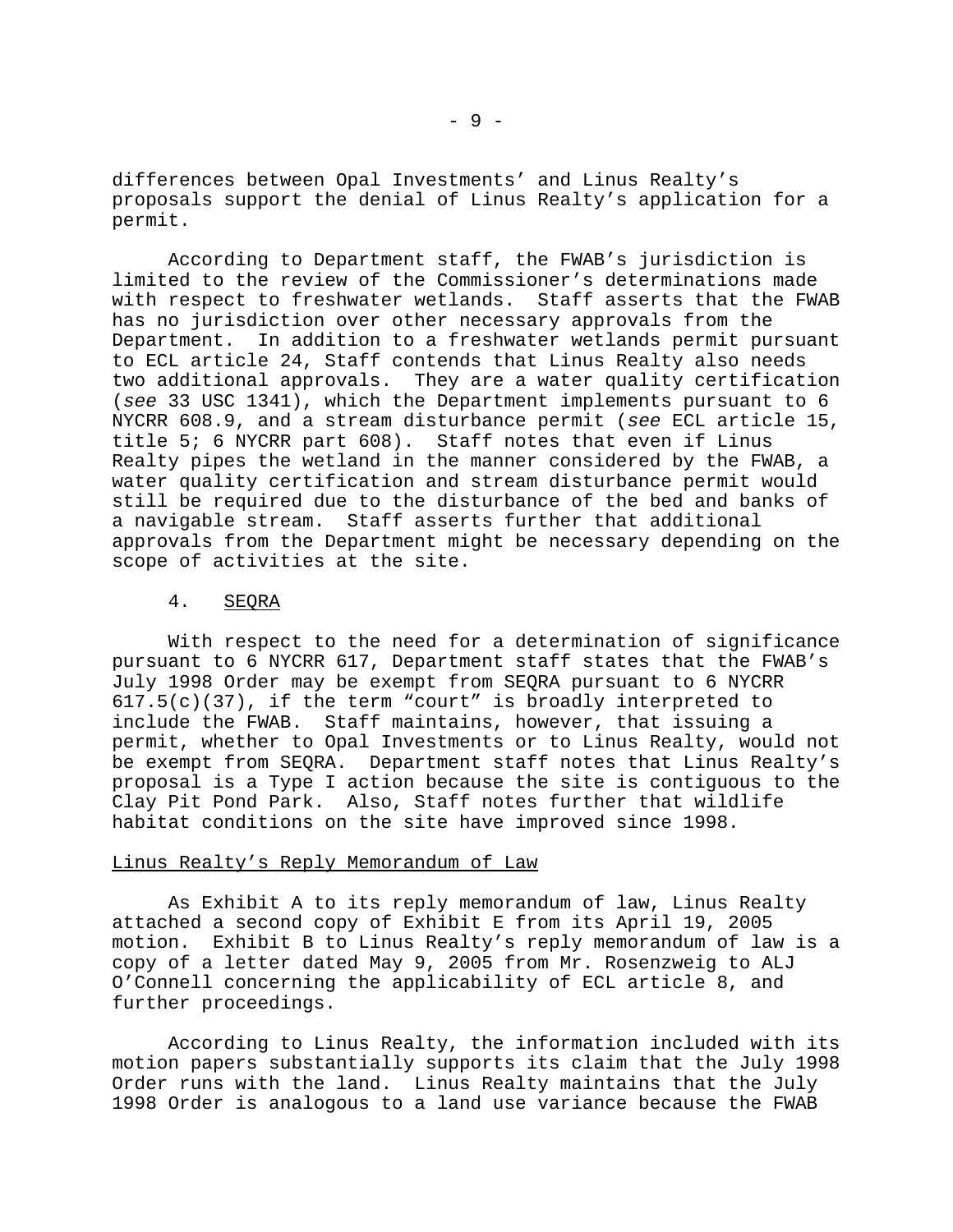differences between Opal Investments' and Linus Realty's proposals support the denial of Linus Realty's application for a permit.

According to Department staff, the FWAB's jurisdiction is limited to the review of the Commissioner's determinations made with respect to freshwater wetlands. Staff asserts that the FWAB has no jurisdiction over other necessary approvals from the Department. In addition to a freshwater wetlands permit pursuant to ECL article 24, Staff contends that Linus Realty also needs two additional approvals. They are a water quality certification (*see* 33 USC 1341), which the Department implements pursuant to 6 NYCRR 608.9, and a stream disturbance permit (*see* ECL article 15, title 5; 6 NYCRR part 608). Staff notes that even if Linus Realty pipes the wetland in the manner considered by the FWAB, a water quality certification and stream disturbance permit would still be required due to the disturbance of the bed and banks of a navigable stream. Staff asserts further that additional approvals from the Department might be necessary depending on the scope of activities at the site.

4. <u>SEQRA</u>

With respect to the need for a determination of significance pursuant to 6 NYCRR 617, Department staff states that the FWAB's July 1998 Order may be exempt from SEQRA pursuant to 6 NYCRR 617.5(c)(37), if the term "court" is broadly interpreted to include the FWAB. Staff maintains, however, that issuing a permit, whether to Opal Investments or to Linus Realty, would not be exempt from SEQRA. Department staff notes that Linus Realty's proposal is a Type I action because the site is contiguous to the Clay Pit Pond Park. Also, Staff notes further that wildlife habitat conditions on the site have improved since 1998.

<u>Linus Realty's Reply Memorandum of Law</u>

As Exhibit A to its reply memorandum of law, Linus Realty attached a second copy of Exhibit E from its April 19, 2005 motion. Exhibit B to Linus Realty's reply memorandum of law is a copy of a letter dated May 9, 2005 from Mr. Rosenzweig to ALJ O'Connell concerning the applicability of ECL article 8, and further proceedings.

According to Linus Realty, the information included with its motion papers substantially supports its claim that the July 1998 Order runs with the land. Linus Realty maintains that the July 1998 Order is analogous to a land use variance because the FWAB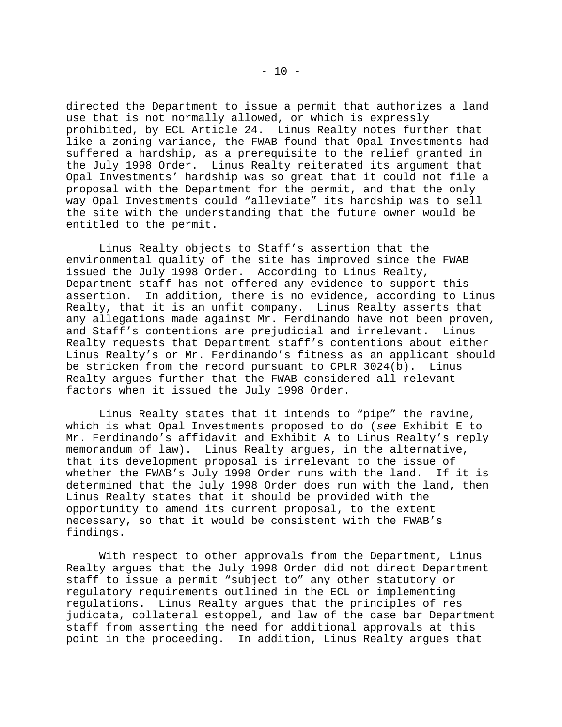directed the Department to issue a permit that authorizes a land use that is not normally allowed, or which is expressly prohibited, by ECL Article 24. Linus Realty notes further that like a zoning variance, the FWAB found that Opal Investments had suffered a hardship, as a prerequisite to the relief granted in the July 1998 Order. Linus Realty reiterated its argument that Opal Investments' hardship was so great that it could not file a proposal with the Department for the permit, and that the only way Opal Investments could "alleviate" its hardship was to sell the site with the understanding that the future owner would be entitled to the permit.

Linus Realty objects to Staff's assertion that the environmental quality of the site has improved since the FWAB issued the July 1998 Order. According to Linus Realty, Department staff has not offered any evidence to support this assertion. In addition, there is no evidence, according to Linus Realty, that it is an unfit company. Linus Realty asserts that any allegations made against Mr. Ferdinando have not been proven, and Staff's contentions are prejudicial and irrelevant. Linus Realty requests that Department staff's contentions about either Linus Realty's or Mr. Ferdinando's fitness as an applicant should be stricken from the record pursuant to CPLR 3024(b). Linus Realty argues further that the FWAB considered all relevant factors when it issued the July 1998 Order.

Linus Realty states that it intends to "pipe" the ravine, which is what Opal Investments proposed to do (*see* Exhibit E to Mr. Ferdinando's affidavit and Exhibit A to Linus Realty's reply memorandum of law). Linus Realty argues, in the alternative, that its development proposal is irrelevant to the issue of whether the FWAB's July 1998 Order runs with the land. If it is determined that the July 1998 Order does run with the land, then Linus Realty states that it should be provided with the opportunity to amend its current proposal, to the extent necessary, so that it would be consistent with the FWAB's findings.

With respect to other approvals from the Department, Linus Realty argues that the July 1998 Order did not direct Department staff to issue a permit "subject to" any other statutory or regulatory requirements outlined in the ECL or implementing regulations. Linus Realty argues that the principles of res judicata, collateral estoppel, and law of the case bar Department staff from asserting the need for additional approvals at this point in the proceeding. In addition, Linus Realty argues that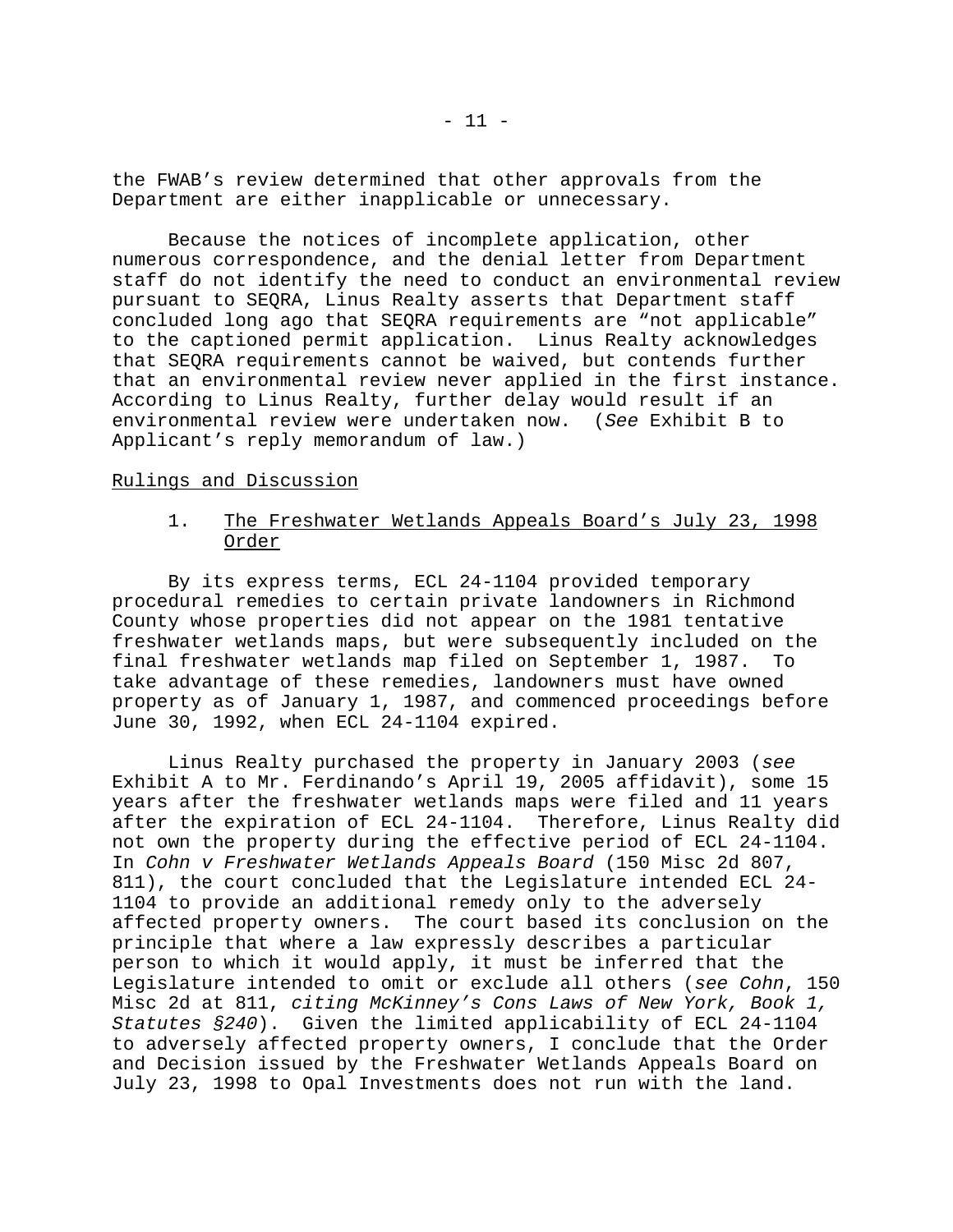the FWAB's review determined that other approvals from the Department are either inapplicable or unnecessary.

Because the notices of incomplete application, other numerous correspondence, and the denial letter from Department staff do not identify the need to conduct an environmental review pursuant to SEQRA, Linus Realty asserts that Department staff concluded long ago that SEQRA requirements are "not applicable" to the captioned permit application. Linus Realty acknowledges that SEQRA requirements cannot be waived, but contends further that an environmental review never applied in the first instance. According to Linus Realty, further delay would result if an environmental review were undertaken now. (*See* Exhibit B to Applicant's reply memorandum of law.)

<u>Rulings and Discussion</u>

1. <u>The Freshwater Wetlands Appeals Board's July 23, 1998 Order</u>

By its express terms, ECL 24-1104 provided temporary procedural remedies to certain private landowners in Richmond County whose properties did not appear on the 1981 tentative freshwater wetlands maps, but were subsequently included on the final freshwater wetlands map filed on September 1, 1987. To take advantage of these remedies, landowners must have owned property as of January 1, 1987, and commenced proceedings before June 30, 1992, when ECL 24-1104 expired.

Linus Realty purchased the property in January 2003 (*see* Exhibit A to Mr. Ferdinando's April 19, 2005 affidavit), some 15 years after the freshwater wetlands maps were filed and 11 years after the expiration of ECL 24-1104. Therefore, Linus Realty did not own the property during the effective period of ECL 24-1104. In *Cohn v Freshwater Wetlands Appeals Board* (150 Misc 2d 807, 811), the court concluded that the Legislature intended ECL 24-1104 to provide an additional remedy only to the adversely affected property owners. The court based its conclusion on the principle that where a law expressly describes a particular person to which it would apply, it must be inferred that the Legislature intended to omit or exclude all others (*see Cohn*, 150 Misc 2d at 811, *citing McKinney's Cons Laws of New York, Book 1, Statutes §240*). Given the limited applicability of ECL 24-1104 to adversely affected property owners, I conclude that the Order and Decision issued by the Freshwater Wetlands Appeals Board on July 23, 1998 to Opal Investments does not run with the land.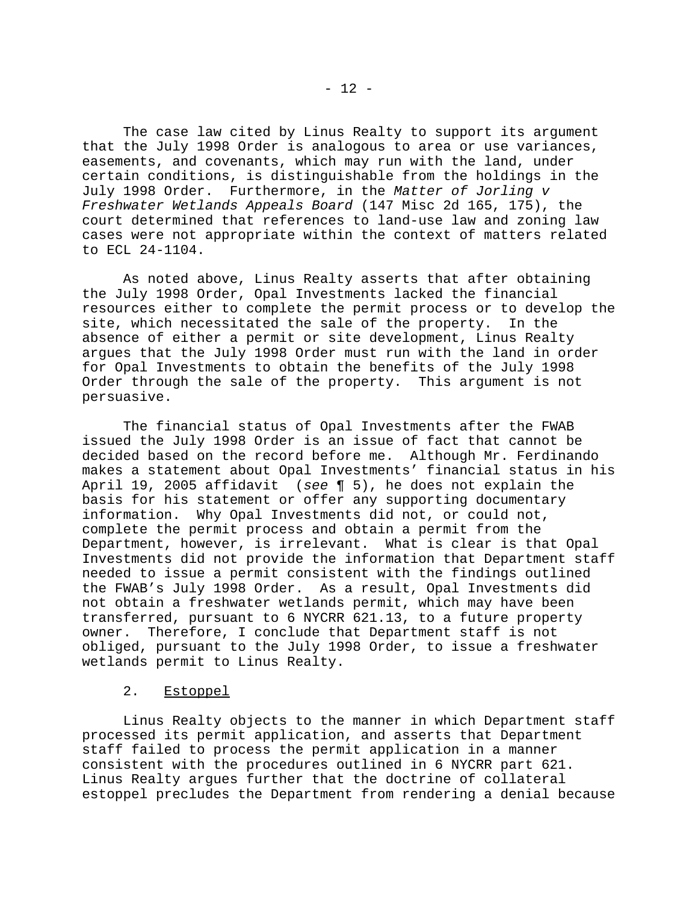The case law cited by Linus Realty to support its argument that the July 1998 Order is analogous to area or use variances, easements, and covenants, which may run with the land, under certain conditions, is distinguishable from the holdings in the July 1998 Order. Furthermore, in the *Matter of Jorling v Freshwater Wetlands Appeals Board* (147 Misc 2d 165, 175), the court determined that references to land-use law and zoning law cases were not appropriate within the context of matters related to ECL 24-1104.

As noted above, Linus Realty asserts that after obtaining the July 1998 Order, Opal Investments lacked the financial resources either to complete the permit process or to develop the site, which necessitated the sale of the property. In the absence of either a permit or site development, Linus Realty argues that the July 1998 Order must run with the land in order for Opal Investments to obtain the benefits of the July 1998 Order through the sale of the property. This argument is not persuasive.

The financial status of Opal Investments after the FWAB issued the July 1998 Order is an issue of fact that cannot be decided based on the record before me. Although Mr. Ferdinando makes a statement about Opal Investments' financial status in his April 19, 2005 affidavit (*see* ¶ 5), he does not explain the basis for his statement or offer any supporting documentary information. Why Opal Investments did not, or could not, complete the permit process and obtain a permit from the Department, however, is irrelevant. What is clear is that Opal Investments did not provide the information that Department staff needed to issue a permit consistent with the findings outlined the FWAB's July 1998 Order. As a result, Opal Investments did not obtain a freshwater wetlands permit, which may have been transferred, pursuant to 6 NYCRR 621.13, to a future property owner. Therefore, I conclude that Department staff is not obliged, pursuant to the July 1998 Order, to issue a freshwater wetlands permit to Linus Realty.

2. <u>Estoppel</u>

Linus Realty objects to the manner in which Department staff processed its permit application, and asserts that Department staff failed to process the permit application in a manner consistent with the procedures outlined in 6 NYCRR part 621. Linus Realty argues further that the doctrine of collateral estoppel precludes the Department from rendering a denial because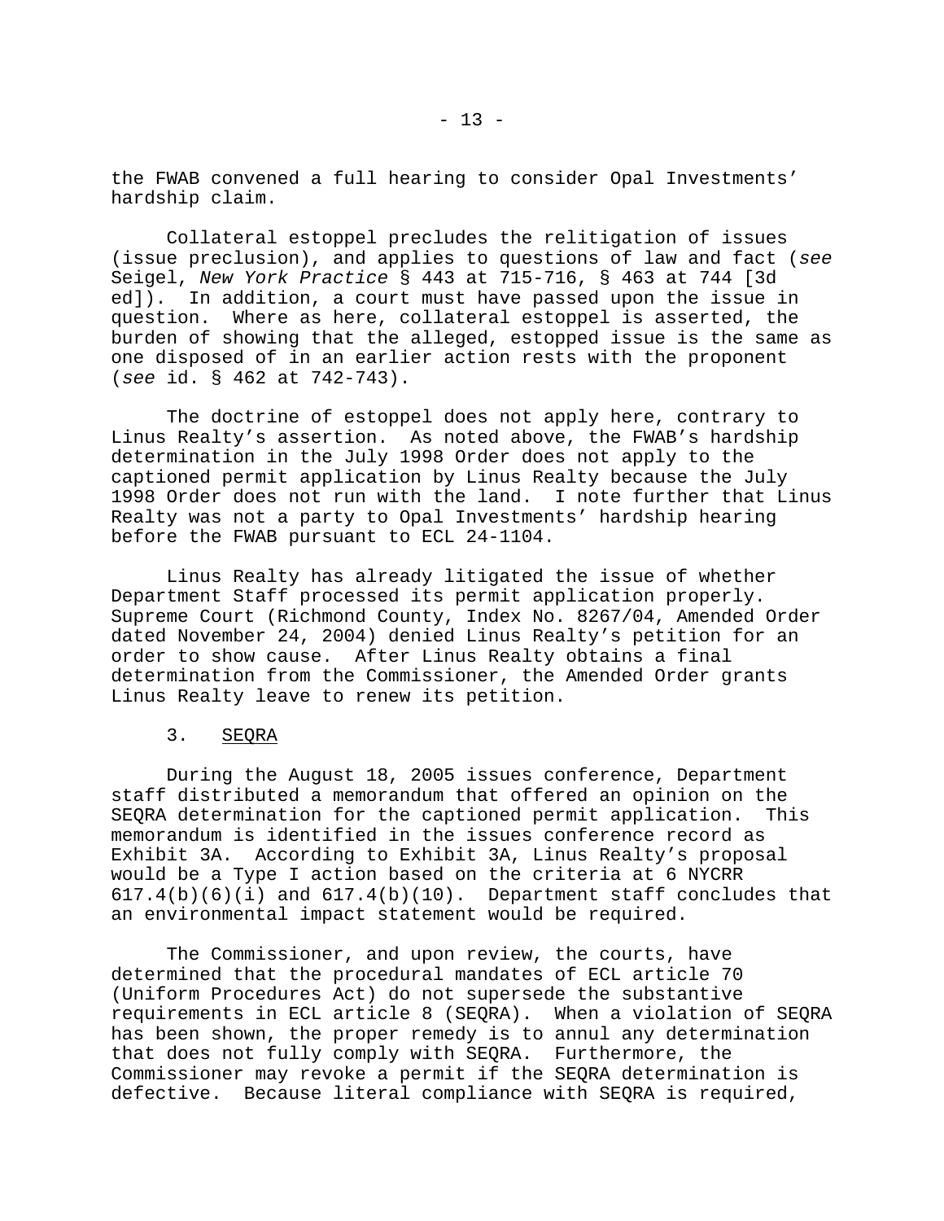the FWAB convened a full hearing to consider Opal Investments' hardship claim.

Collateral estoppel precludes the relitigation of issues (issue preclusion), and applies to questions of law and fact (*see* Seigel, *New York Practice* § 443 at 715-716, § 463 at 744 [3d ed]). In addition, a court must have passed upon the issue in question. Where as here, collateral estoppel is asserted, the burden of showing that the alleged, estopped issue is the same as one disposed of in an earlier action rests with the proponent (*see* id. § 462 at 742-743).

The doctrine of estoppel does not apply here, contrary to Linus Realty's assertion. As noted above, the FWAB's hardship determination in the July 1998 Order does not apply to the captioned permit application by Linus Realty because the July 1998 Order does not run with the land. I note further that Linus Realty was not a party to Opal Investments' hardship hearing before the FWAB pursuant to ECL 24-1104.

Linus Realty has already litigated the issue of whether Department Staff processed its permit application properly. Supreme Court (Richmond County, Index No. 8267/04, Amended Order dated November 24, 2004) denied Linus Realty's petition for an order to show cause. After Linus Realty obtains a final determination from the Commissioner, the Amended Order grants Linus Realty leave to renew its petition.

3. SEQRA

During the August 18, 2005 issues conference, Department staff distributed a memorandum that offered an opinion on the SEQRA determination for the captioned permit application. This memorandum is identified in the issues conference record as Exhibit 3A. According to Exhibit 3A, Linus Realty's proposal would be a Type I action based on the criteria at 6 NYCRR 617.4(b)(6)(i) and 617.4(b)(10). Department staff concludes that an environmental impact statement would be required.

The Commissioner, and upon review, the courts, have determined that the procedural mandates of ECL article 70 (Uniform Procedures Act) do not supersede the substantive requirements in ECL article 8 (SEQRA). When a violation of SEQRA has been shown, the proper remedy is to annul any determination that does not fully comply with SEQRA. Furthermore, the Commissioner may revoke a permit if the SEQRA determination is defective. Because literal compliance with SEQRA is required,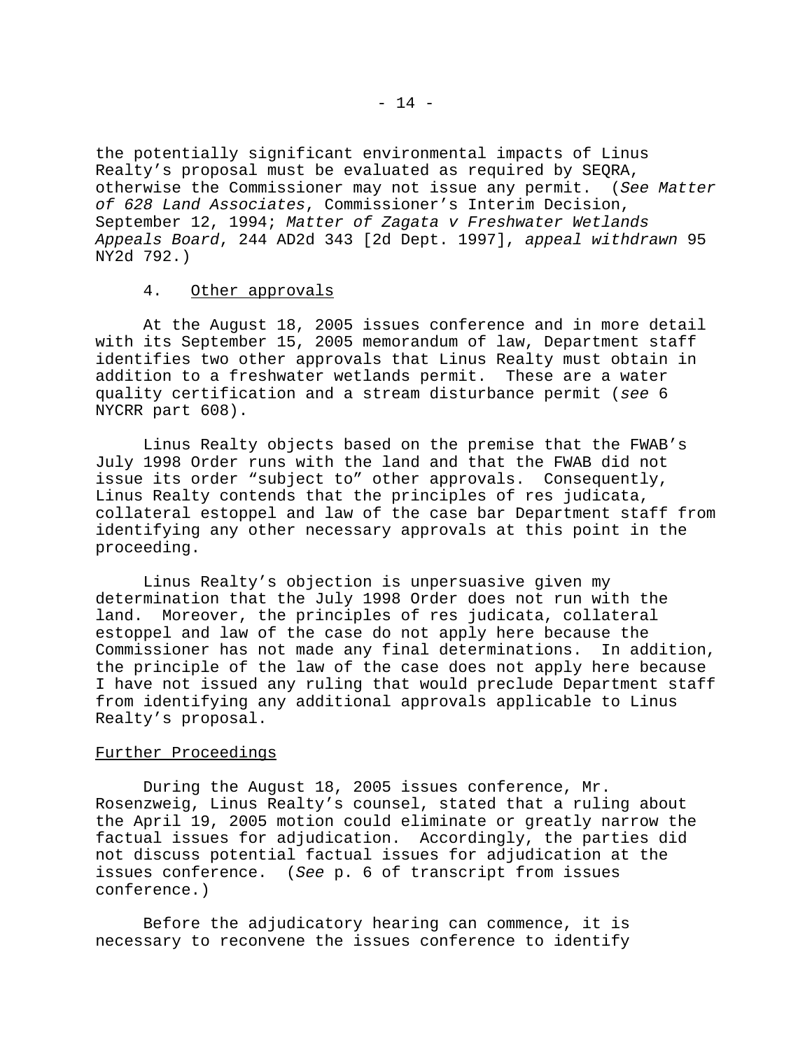the potentially significant environmental impacts of Linus Realty's proposal must be evaluated as required by SEQRA, otherwise the Commissioner may not issue any permit. (*See Matter of 628 Land Associates*, Commissioner's Interim Decision, September 12, 1994; *Matter of Zagata v Freshwater Wetlands Appeals Board*, 244 AD2d 343 [2d Dept. 1997], *appeal withdrawn* 95 NY2d 792.)

4. Other approvals

At the August 18, 2005 issues conference and in more detail with its September 15, 2005 memorandum of law, Department staff identifies two other approvals that Linus Realty must obtain in addition to a freshwater wetlands permit. These are a water quality certification and a stream disturbance permit (*see* 6 NYCRR part 608).

Linus Realty objects based on the premise that the FWAB's July 1998 Order runs with the land and that the FWAB did not issue its order "subject to" other approvals. Consequently, Linus Realty contends that the principles of res judicata, collateral estoppel and law of the case bar Department staff from identifying any other necessary approvals at this point in the proceeding.

Linus Realty's objection is unpersuasive given my determination that the July 1998 Order does not run with the land. Moreover, the principles of res judicata, collateral estoppel and law of the case do not apply here because the Commissioner has not made any final determinations. In addition, the principle of the law of the case does not apply here because I have not issued any ruling that would preclude Department staff from identifying any additional approvals applicable to Linus Realty's proposal.

Further Proceedings

During the August 18, 2005 issues conference, Mr. Rosenzweig, Linus Realty's counsel, stated that a ruling about the April 19, 2005 motion could eliminate or greatly narrow the factual issues for adjudication. Accordingly, the parties did not discuss potential factual issues for adjudication at the issues conference. (*See* p. 6 of transcript from issues conference.)

Before the adjudicatory hearing can commence, it is necessary to reconvene the issues conference to identify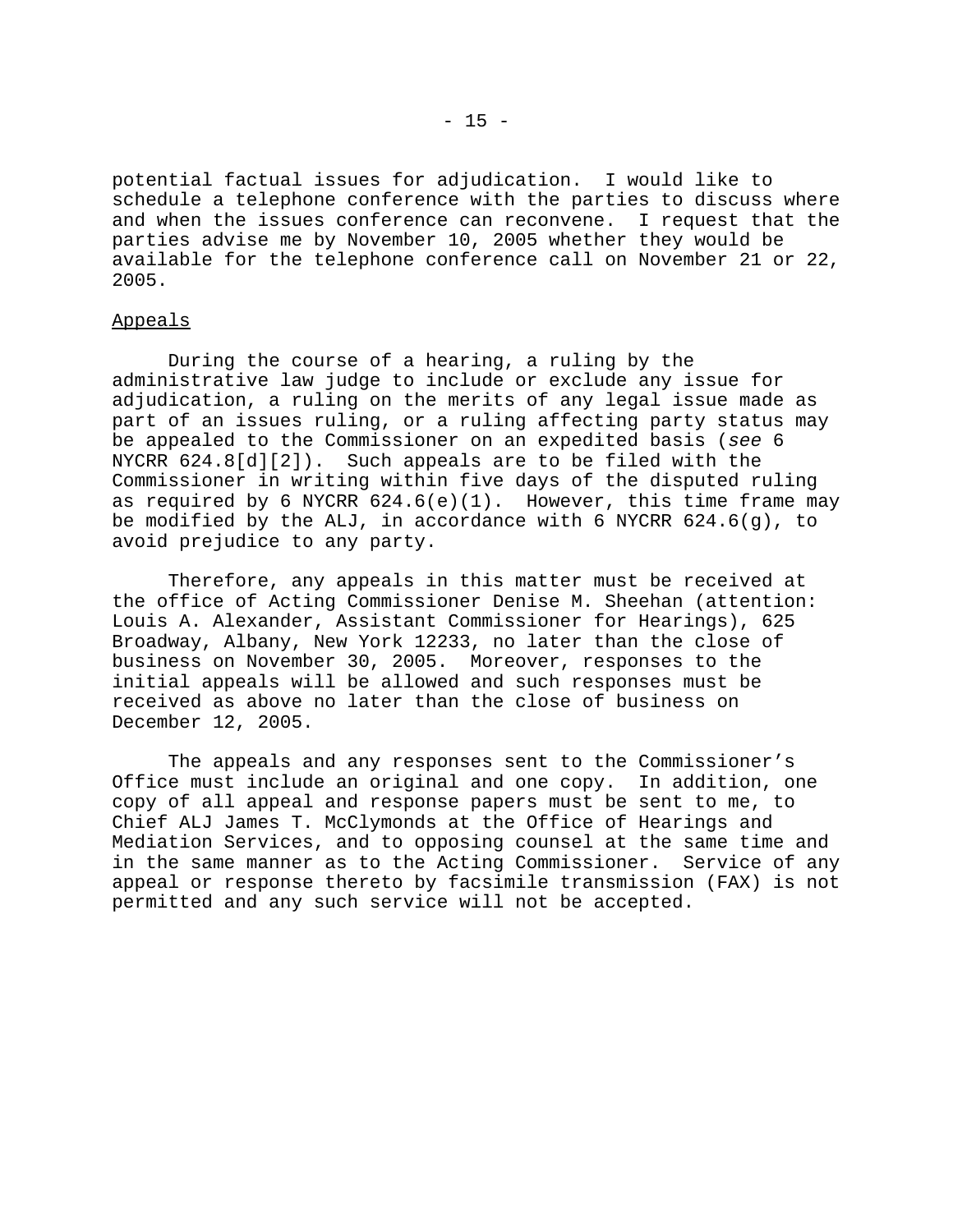potential factual issues for adjudication. I would like to schedule a telephone conference with the parties to discuss where and when the issues conference can reconvene. I request that the parties advise me by November 10, 2005 whether they would be available for the telephone conference call on November 21 or 22, 2005.

## Appeals

During the course of a hearing, a ruling by the administrative law judge to include or exclude any issue for adjudication, a ruling on the merits of any legal issue made as part of an issues ruling, or a ruling affecting party status may be appealed to the Commissioner on an expedited basis (*see* 6 NYCRR 624.8[d][2]). Such appeals are to be filed with the Commissioner in writing within five days of the disputed ruling as required by 6 NYCRR 624.6(e)(1). However, this time frame may be modified by the ALJ, in accordance with 6 NYCRR 624.6(g), to avoid prejudice to any party.

Therefore, any appeals in this matter must be received at the office of Acting Commissioner Denise M. Sheehan (attention: Louis A. Alexander, Assistant Commissioner for Hearings), 625 Broadway, Albany, New York 12233, no later than the close of business on November 30, 2005. Moreover, responses to the initial appeals will be allowed and such responses must be received as above no later than the close of business on December 12, 2005.

The appeals and any responses sent to the Commissioner's Office must include an original and one copy. In addition, one copy of all appeal and response papers must be sent to me, to Chief ALJ James T. McClymonds at the Office of Hearings and Mediation Services, and to opposing counsel at the same time and in the same manner as to the Acting Commissioner. Service of any appeal or response thereto by facsimile transmission (FAX) is not permitted and any such service will not be accepted.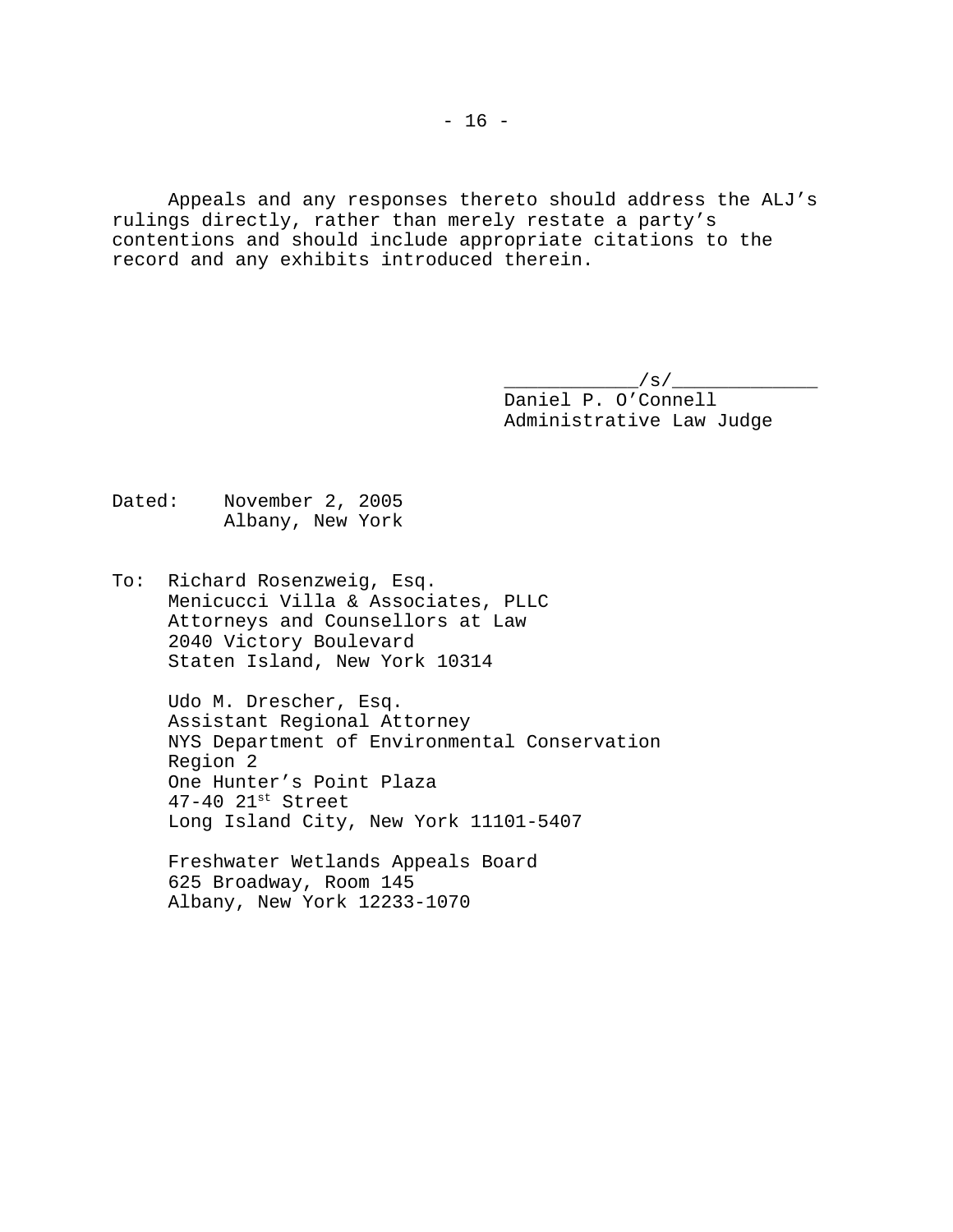Appeals and any responses thereto should address the ALJ’s rulings directly, rather than merely restate a party’s contentions and should include appropriate citations to the record and any exhibits introduced therein.

____________/s/_____________
Daniel P. O’Connell
Administrative Law Judge

Dated: November 2, 2005
Albany, New York

To: Richard Rosenzweig, Esq.
Menicucci Villa & Associates, PLLC
Attorneys and Counsellors at Law
2040 Victory Boulevard
Staten Island, New York 10314

Udo M. Drescher, Esq.
Assistant Regional Attorney
NYS Department of Environmental Conservation
Region 2
One Hunter’s Point Plaza
47-40 21st Street
Long Island City, New York 11101-5407

Freshwater Wetlands Appeals Board
625 Broadway, Room 145
Albany, New York 12233-1070